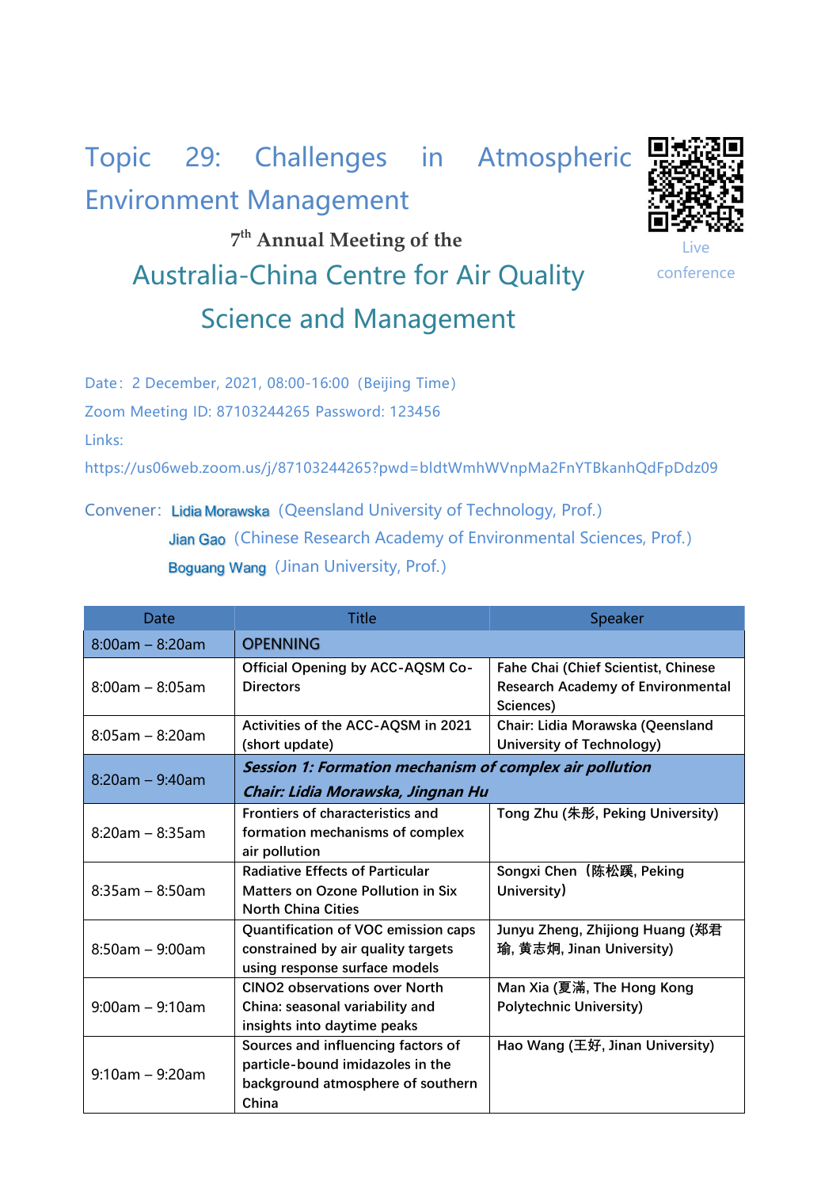# Topic 29: Challenges in Atmospheric Environment Management

Live conference

### 7th Annual Meeting of the

## Australia-China Centre for Air Quality Science and Management

Date：2 December, 2021, 08:00-16:00（Beijing Time）

Zoom Meeting ID: 87103244265 Password: 123456

Links:

https://us06web.zoom.us/j/87103244265?pwd=bldtWmhWVnpMa2FnYTBkanhQdFpDdz09

Convener：Lidia Morawska（Queensland University of Technology, Prof.）

Jian Gao（Chinese Research Academy of Environmental Sciences, Prof.）

Boguang Wang（Jinan University, Prof.）

| Date | Title | Speaker |
|---|---|---|
| 8:00am – 8:20am | OPENNING | |
| 8:00am – 8:05am | Official Opening by ACC-AQSM Co-Directors | Fahe Chai (Chief Scientist, Chinese Research Academy of Environmental Sciences) |
| 8:05am – 8:20am | Activities of the ACC-AQSM in 2021 (short update) | Chair: Lidia Morawska (Qeensland University of Technology) |
| 8:20am – 9:40am | ***Session 1: Formation mechanism of complex air pollution*** ***Chair: Lidia Morawska, Jingnan Hu*** | |
| 8:20am – 8:35am | Frontiers of characteristics and formation mechanisms of complex air pollution | Tong Zhu (朱彤, Peking University) |
| 8:35am – 8:50am | Radiative Effects of Particular Matters on Ozone Pollution in Six North China Cities | Songxi Chen（陈松蹊, Peking University） |
| 8:50am – 9:00am | Quantification of VOC emission caps constrained by air quality targets using response surface models | Junyu Zheng, Zhijiong Huang (郑君瑜, 黄志炯, Jinan University) |
| 9:00am – 9:10am | ClNO2 observations over North China: seasonal variability and insights into daytime peaks | Man Xia (夏滿, The Hong Kong Polytechnic University) |
| 9:10am – 9:20am | Sources and influencing factors of particle-bound imidazoles in the background atmosphere of southern China | Hao Wang (王好, Jinan University) |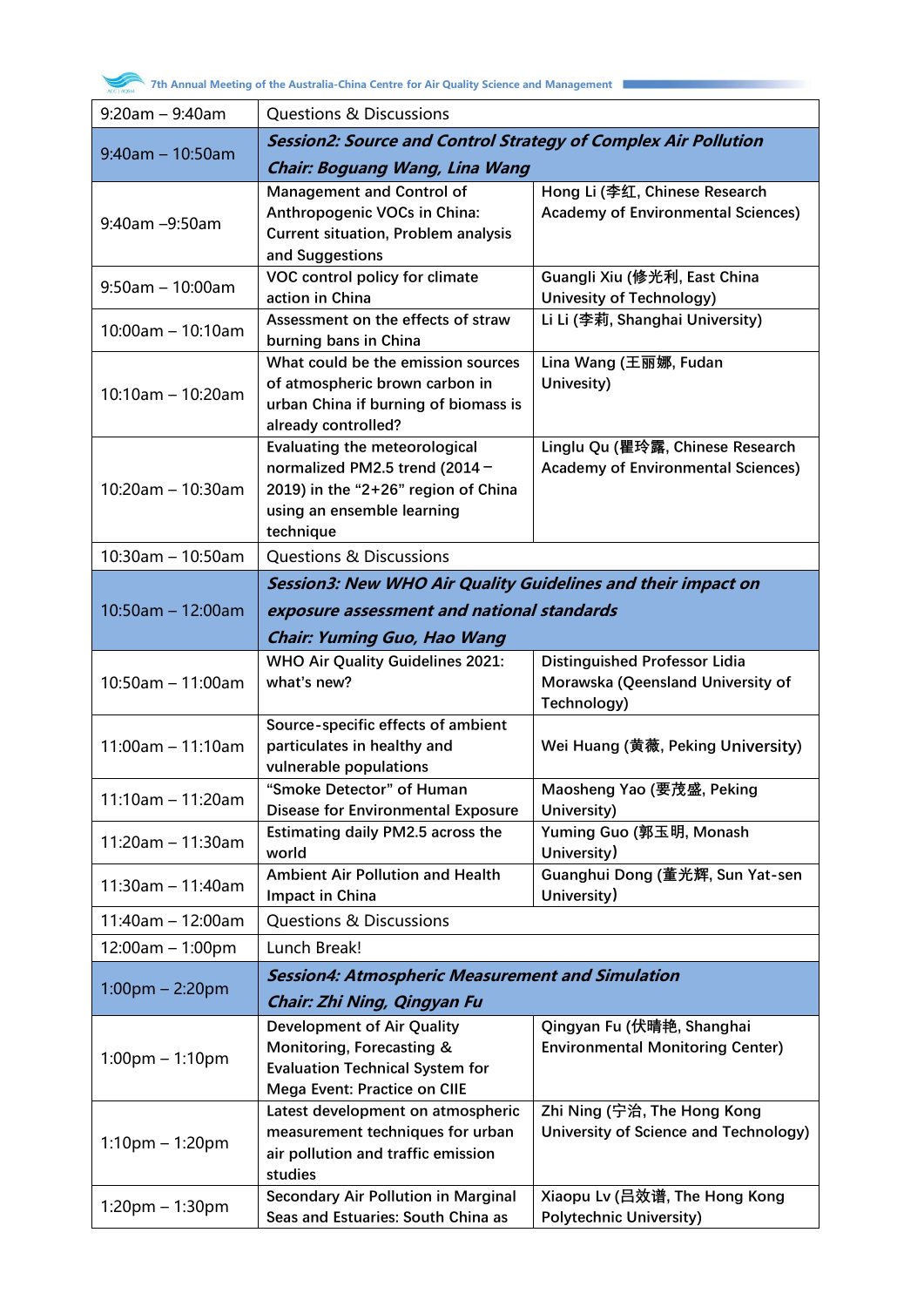| | | |
|---|---|---|
| 9:20am – 9:40am | Questions & Discussions | |
| 9:40am – 10:50am | ***Session2: Source and Control Strategy of Complex Air Pollution*** ***Chair: Boguang Wang, Lina Wang*** | |
| 9:40am –9:50am | Management and Control of Anthropogenic VOCs in China: Current situation, Problem analysis and Suggestions | Hong Li (李红, Chinese Research Academy of Environmental Sciences) |
| 9:50am – 10:00am | VOC control policy for climate action in China | Guangli Xiu (修光利, East China Univesity of Technology) |
| 10:00am – 10:10am | Assessment on the effects of straw burning bans in China | Li Li (李莉, Shanghai University) |
| 10:10am – 10:20am | What could be the emission sources of atmospheric brown carbon in urban China if burning of biomass is already controlled? | Lina Wang (王丽娜, Fudan Univesity) |
| 10:20am – 10:30am | Evaluating the meteorological normalized PM2.5 trend (2014 – 2019) in the “2+26” region of China using an ensemble learning technique | Linglu Qu (瞿玲露, Chinese Research Academy of Environmental Sciences) |
| 10:30am – 10:50am | Questions & Discussions | |
| 10:50am – 12:00am | ***Session3: New WHO Air Quality Guidelines and their impact on exposure assessment and national standards*** ***Chair: Yuming Guo, Hao Wang*** | |
| 10:50am – 11:00am | WHO Air Quality Guidelines 2021: what’s new? | Distinguished Professor Lidia Morawska (Queensland University of Technology) |
| 11:00am – 11:10am | Source-specific effects of ambient particulates in healthy and vulnerable populations | Wei Huang (黄薇, Peking University) |
| 11:10am – 11:20am | “Smoke Detector” of Human Disease for Environmental Exposure | Maosheng Yao (要茂盛, Peking University) |
| 11:20am – 11:30am | Estimating daily PM2.5 across the world | Yuming Guo (郭玉明, Monash University) |
| 11:30am – 11:40am | Ambient Air Pollution and Health Impact in China | Guanghui Dong (董光辉, Sun Yat-sen University) |
| 11:40am – 12:00am | Questions & Discussions | |
| 12:00am – 1:00pm | Lunch Break! | |
| 1:00pm – 2:20pm | ***Session4: Atmospheric Measurement and Simulation*** ***Chair: Zhi Ning, Qingyan Fu*** | |
| 1:00pm – 1:10pm | Development of Air Quality Monitoring, Forecasting & Evaluation Technical System for Mega Event: Practice on CIIE | Qingyan Fu (伏晴艳, Shanghai Environmental Monitoring Center) |
| 1:10pm – 1:20pm | Latest development on atmospheric measurement techniques for urban air pollution and traffic emission studies | Zhi Ning (宁治, The Hong Kong University of Science and Technology) |
| 1:20pm – 1:30pm | Secondary Air Pollution in Marginal Seas and Estuaries: South China as | Xiaopu Lv (吕效谱, The Hong Kong Polytechnic University) |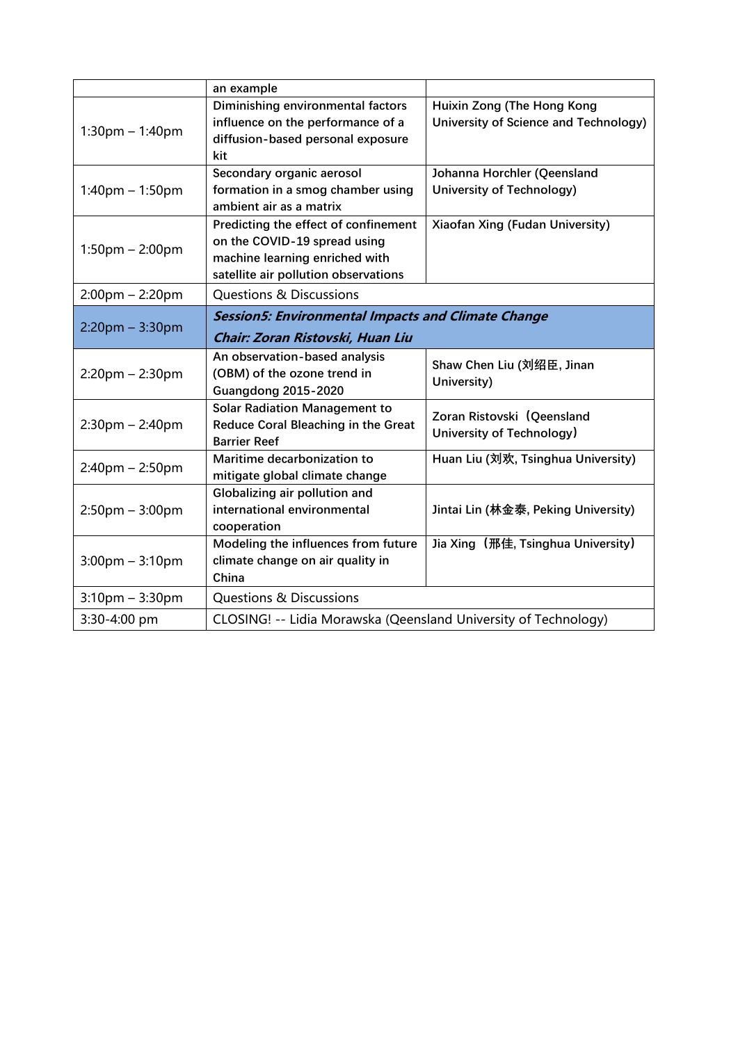| | | |
|---|---|---|
| | an example | |
| 1:30pm – 1:40pm | Diminishing environmental factors influence on the performance of a diffusion-based personal exposure kit | Huixin Zong (The Hong Kong University of Science and Technology) |
| 1:40pm – 1:50pm | Secondary organic aerosol formation in a smog chamber using ambient air as a matrix | Johanna Horchler (Queensland University of Technology) |
| 1:50pm – 2:00pm | Predicting the effect of confinement on the COVID-19 spread using machine learning enriched with satellite air pollution observations | Xiaofan Xing (Fudan University) |
| 2:00pm – 2:20pm | Questions & Discussions | |
| 2:20pm – 3:30pm | ***Session5: Environmental Impacts and Climate Change*** ***Chair: Zoran Ristovski, Huan Liu*** | |
| 2:20pm – 2:30pm | An observation-based analysis (OBM) of the ozone trend in Guangdong 2015-2020 | Shaw Chen Liu (刘绍臣, Jinan University) |
| 2:30pm – 2:40pm | Solar Radiation Management to Reduce Coral Bleaching in the Great Barrier Reef | Zoran Ristovski（Queensland University of Technology） |
| 2:40pm – 2:50pm | Maritime decarbonization to mitigate global climate change | Huan Liu (刘欢, Tsinghua University) |
| 2:50pm – 3:00pm | Globalizing air pollution and international environmental cooperation | Jintai Lin (林金泰, Peking University) |
| 3:00pm – 3:10pm | Modeling the influences from future climate change on air quality in China | Jia Xing（邢佳, Tsinghua University） |
| 3:10pm – 3:30pm | Questions & Discussions | |
| 3:30-4:00 pm | CLOSING! -- Lidia Morawska (Qeensland University of Technology) | |